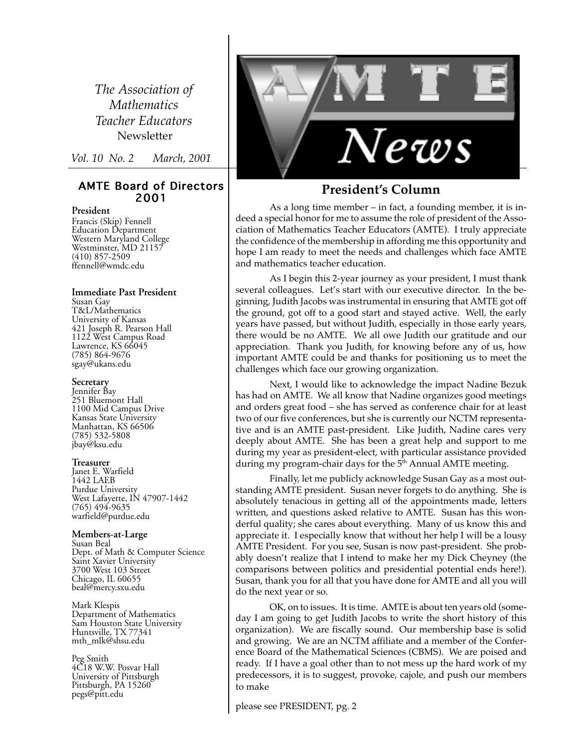*The Association of Mathematics Teacher Educators*
Newsletter

*Vol. 10 No. 2 March, 2001*

# AMTE News

## AMTE Board of Directors 2001

**President**
Francis (Skip) Fennell
Education Department
Western Maryland College
Westminster, MD 21157
(410) 857-2509
ffennell@wmdc.edu

**Immediate Past President**
Susan Gay
T&L/Mathematics
University of Kansas
421 Joseph R. Pearson Hall
1122 West Campus Road
Lawrence, KS 66045
(785) 864-9676
sgay@ukans.edu

**Secretary**
Jennifer Bay
251 Bluemont Hall
1100 Mid Campus Drive
Kansas State University
Manhattan, KS 66506
(785) 532-5808
jbay@ksu.edu

**Treasurer**
Janet E. Warfield
1442 LAEB
Purdue University
West Lafayette, IN 47907-1442
(765) 494-9635
warfield@purdue.edu

**Members-at-Large**
Susan Beal
Dept. of Math & Computer Science
Saint Xavier University
3700 West 103 Street
Chicago, IL 60655
beal@mercy.sxu.edu

Mark Klespis
Department of Mathematics
Sam Houston State University
Huntsville, TX 77341
mth_mlk@shsu.edu

Peg Smith
4C18 W.W. Posvar Hall
University of Pittsburgh
Pittsburgh, PA 15260
pegs@pitt.edu

## President's Column

As a long time member – in fact, a founding member, it is indeed a special honor for me to assume the role of president of the Association of Mathematics Teacher Educators (AMTE). I truly appreciate the confidence of the membership in affording me this opportunity and hope I am ready to meet the needs and challenges which face AMTE and mathematics teacher education.

As I begin this 2-year journey as your president, I must thank several colleagues. Let's start with our executive director. In the beginning, Judith Jacobs was instrumental in ensuring that AMTE got off the ground, got off to a good start and stayed active. Well, the early years have passed, but without Judith, especially in those early years, there would be no AMTE. We all owe Judith our gratitude and our appreciation. Thank you Judith, for knowing before any of us, how important AMTE could be and thanks for positioning us to meet the challenges which face our growing organization.

Next, I would like to acknowledge the impact Nadine Bezuk has had on AMTE. We all know that Nadine organizes good meetings and orders great food – she has served as conference chair for at least two of our five conferences, but she is currently our NCTM representative and is an AMTE past-president. Like Judith, Nadine cares very deeply about AMTE. She has been a great help and support to me during my year as president-elect, with particular assistance provided during my program-chair days for the 5th Annual AMTE meeting.

Finally, let me publicly acknowledge Susan Gay as a most outstanding AMTE president. Susan never forgets to do anything. She is absolutely tenacious in getting all of the appointments made, letters written, and questions asked relative to AMTE. Susan has this wonderful quality; she cares about everything. Many of us know this and appreciate it. I especially know that without her help I will be a lousy AMTE President. For you see, Susan is now past-president. She probably doesn't realize that I intend to make her my Dick Cheyney (the comparisons between politics and presidential potential ends here!). Susan, thank you for all that you have done for AMTE and all you will do the next year or so.

OK, on to issues. It is time. AMTE is about ten years old (someday I am going to get Judith Jacobs to write the short history of this organization). We are fiscally sound. Our membership base is solid and growing. We are an NCTM affiliate and a member of the Conference Board of the Mathematical Sciences (CBMS). We are poised and ready. If I have a goal other than to not mess up the hard work of my predecessors, it is to suggest, provoke, cajole, and push our members to make

please see PRESIDENT, pg. 2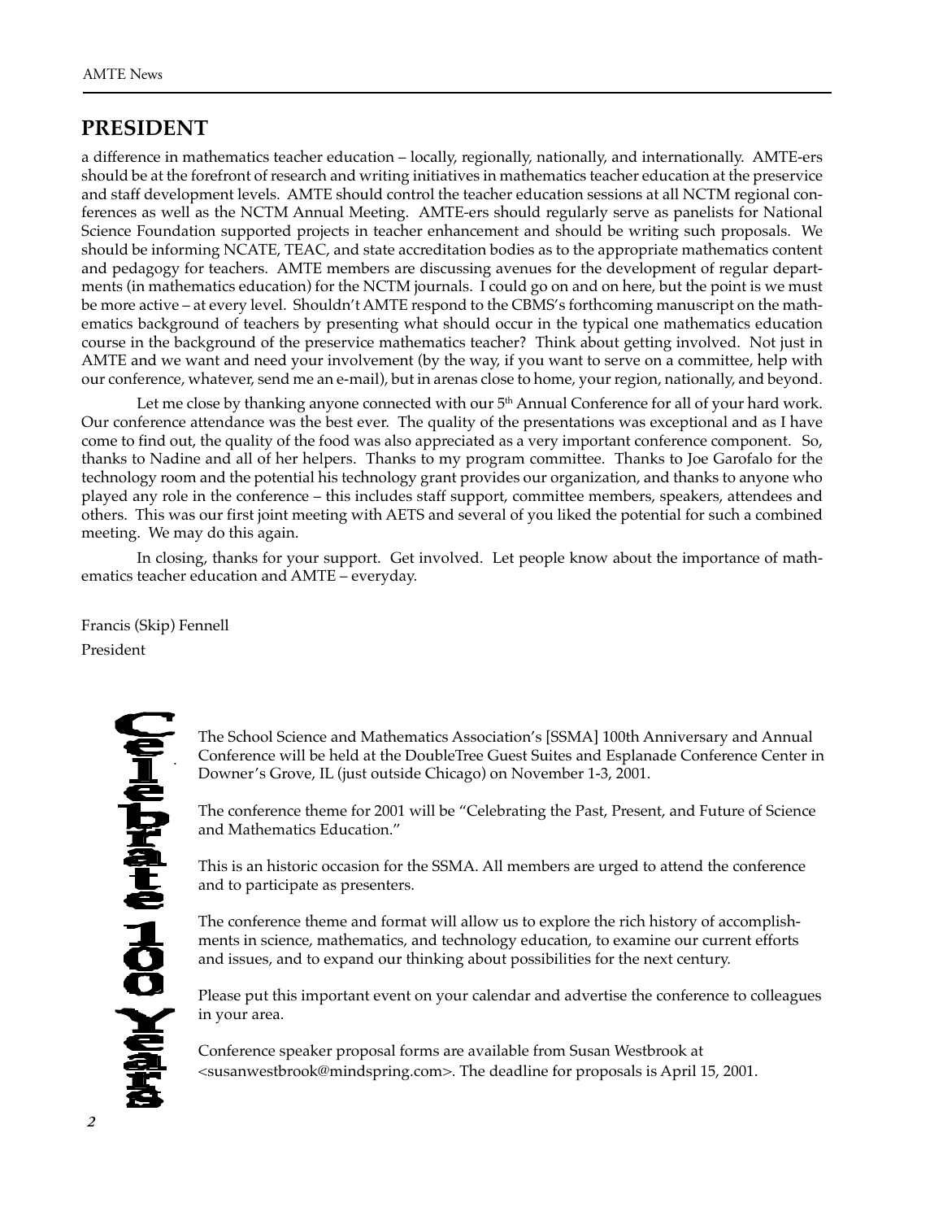## PRESIDENT

a difference in mathematics teacher education – locally, regionally, nationally, and internationally. AMTE-ers should be at the forefront of research and writing initiatives in mathematics teacher education at the preservice and staff development levels. AMTE should control the teacher education sessions at all NCTM regional conferences as well as the NCTM Annual Meeting. AMTE-ers should regularly serve as panelists for National Science Foundation supported projects in teacher enhancement and should be writing such proposals. We should be informing NCATE, TEAC, and state accreditation bodies as to the appropriate mathematics content and pedagogy for teachers. AMTE members are discussing avenues for the development of regular departments (in mathematics education) for the NCTM journals. I could go on and on here, but the point is we must be more active – at every level. Shouldn't AMTE respond to the CBMS's forthcoming manuscript on the mathematics background of teachers by presenting what should occur in the typical one mathematics education course in the background of the preservice mathematics teacher? Think about getting involved. Not just in AMTE and we want and need your involvement (by the way, if you want to serve on a committee, help with our conference, whatever, send me an e-mail), but in arenas close to home, your region, nationally, and beyond.

Let me close by thanking anyone connected with our 5th Annual Conference for all of your hard work. Our conference attendance was the best ever. The quality of the presentations was exceptional and as I have come to find out, the quality of the food was also appreciated as a very important conference component. So, thanks to Nadine and all of her helpers. Thanks to my program committee. Thanks to Joe Garofalo for the technology room and the potential his technology grant provides our organization, and thanks to anyone who played any role in the conference – this includes staff support, committee members, speakers, attendees and others. This was our first joint meeting with AETS and several of you liked the potential for such a combined meeting. We may do this again.

In closing, thanks for your support. Get involved. Let people know about the importance of mathematics teacher education and AMTE – everyday.

Francis (Skip) Fennell
President

**Celebrate 100 Years**

The School Science and Mathematics Association's [SSMA] 100th Anniversary and Annual Conference will be held at the DoubleTree Guest Suites and Esplanade Conference Center in Downer's Grove, IL (just outside Chicago) on November 1-3, 2001.

The conference theme for 2001 will be "Celebrating the Past, Present, and Future of Science and Mathematics Education."

This is an historic occasion for the SSMA. All members are urged to attend the conference and to participate as presenters.

The conference theme and format will allow us to explore the rich history of accomplishments in science, mathematics, and technology education, to examine our current efforts and issues, and to expand our thinking about possibilities for the next century.

Please put this important event on your calendar and advertise the conference to colleagues in your area.

Conference speaker proposal forms are available from Susan Westbrook at <susanwestbrook@mindspring.com>. The deadline for proposals is April 15, 2001.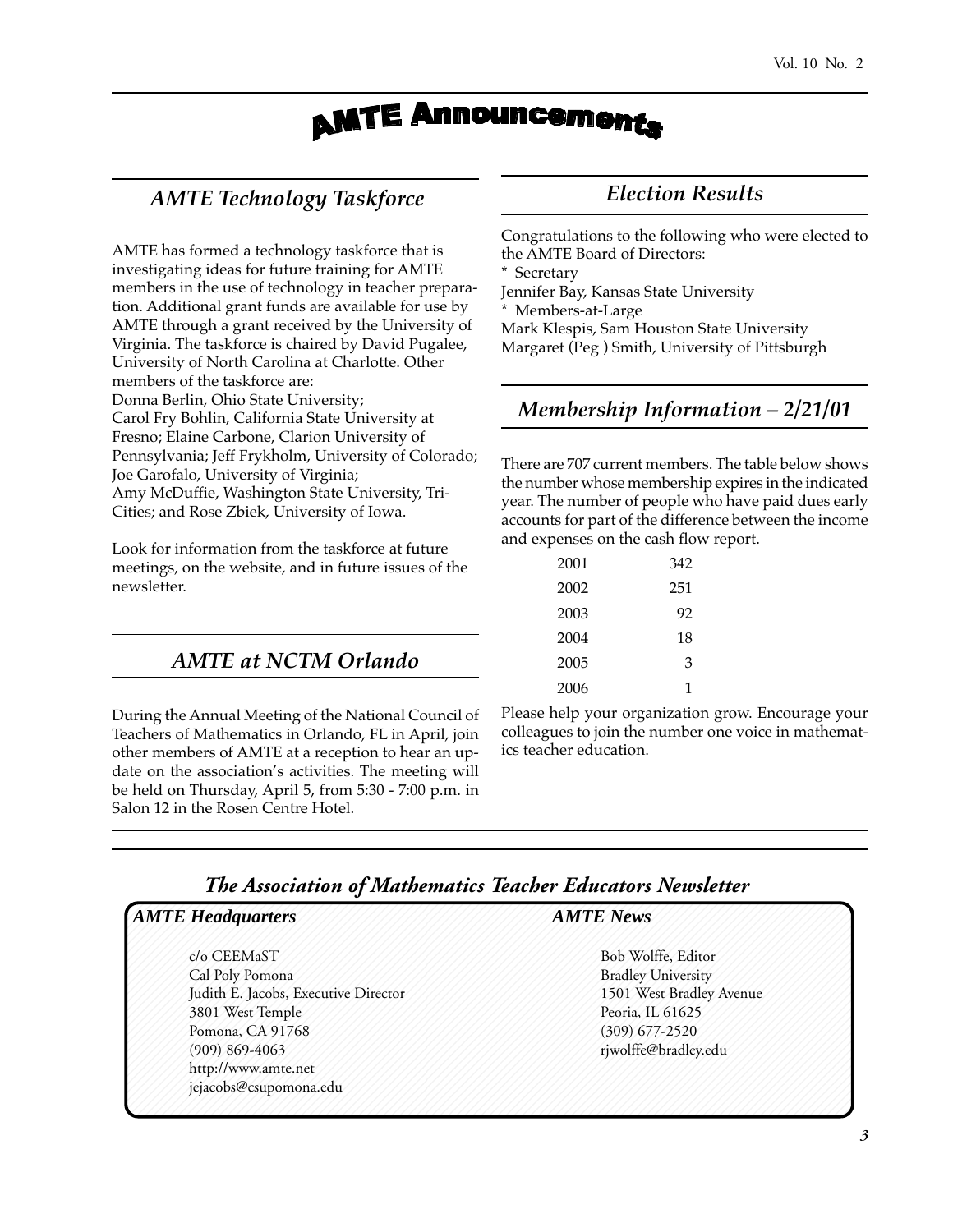# AMTE Announcements

## AMTE Technology Taskforce

AMTE has formed a technology taskforce that is investigating ideas for future training for AMTE members in the use of technology in teacher preparation. Additional grant funds are available for use by AMTE through a grant received by the University of Virginia. The taskforce is chaired by David Pugalee, University of North Carolina at Charlotte. Other members of the taskforce are:
Donna Berlin, Ohio State University;
Carol Fry Bohlin, California State University at Fresno; Elaine Carbone, Clarion University of Pennsylvania; Jeff Frykholm, University of Colorado; Joe Garofalo, University of Virginia;
Amy McDuffie, Washington State University, Tri-Cities; and Rose Zbiek, University of Iowa.

Look for information from the taskforce at future meetings, on the website, and in future issues of the newsletter.

## AMTE at NCTM Orlando

During the Annual Meeting of the National Council of Teachers of Mathematics in Orlando, FL in April, join other members of AMTE at a reception to hear an update on the association's activities. The meeting will be held on Thursday, April 5, from 5:30 - 7:00 p.m. in Salon 12 in the Rosen Centre Hotel.

## Election Results

Congratulations to the following who were elected to the AMTE Board of Directors:
* Secretary
Jennifer Bay, Kansas State University
* Members-at-Large
Mark Klespis, Sam Houston State University
Margaret (Peg ) Smith, University of Pittsburgh

## Membership Information – 2/21/01

There are 707 current members. The table below shows the number whose membership expires in the indicated year. The number of people who have paid dues early accounts for part of the difference between the income and expenses on the cash flow report.

| Year | Members |
|---|---|
| 2001 | 342 |
| 2002 | 251 |
| 2003 | 92 |
| 2004 | 18 |
| 2005 | 3 |
| 2006 | 1 |

Please help your organization grow. Encourage your colleagues to join the number one voice in mathematics teacher education.

## The Association of Mathematics Teacher Educators Newsletter

**AMTE Headquarters**

c/o CEEMaST
Cal Poly Pomona
Judith E. Jacobs, Executive Director
3801 West Temple
Pomona, CA 91768
(909) 869-4063
http://www.amte.net
jejacobs@csupomona.edu

**AMTE News**

Bob Wolffe, Editor
Bradley University
1501 West Bradley Avenue
Peoria, IL 61625
(309) 677-2520
rjwolffe@bradley.edu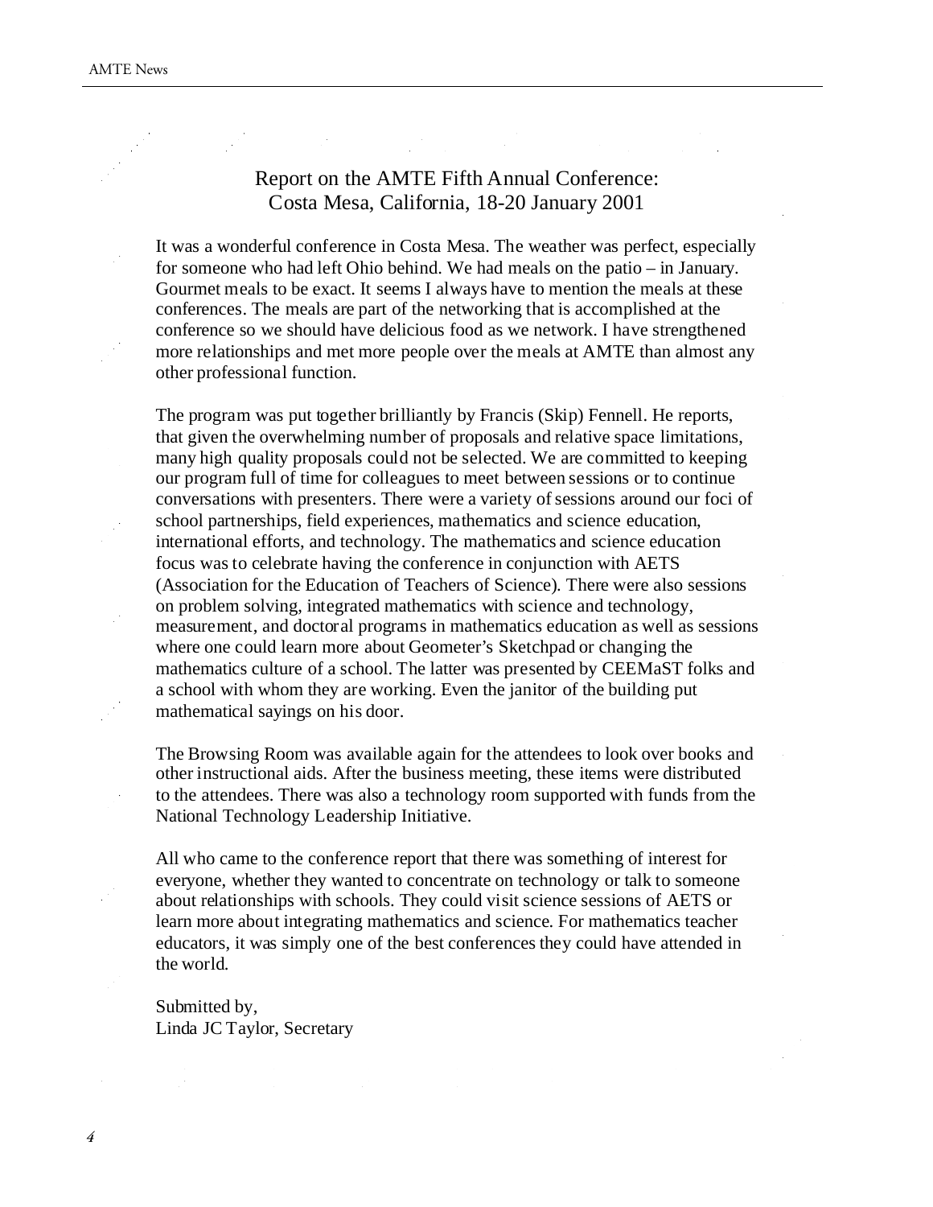# Report on the AMTE Fifth Annual Conference: Costa Mesa, California, 18-20 January 2001

It was a wonderful conference in Costa Mesa. The weather was perfect, especially for someone who had left Ohio behind. We had meals on the patio – in January. Gourmet meals to be exact. It seems I always have to mention the meals at these conferences. The meals are part of the networking that is accomplished at the conference so we should have delicious food as we network. I have strengthened more relationships and met more people over the meals at AMTE than almost any other professional function.

The program was put together brilliantly by Francis (Skip) Fennell. He reports, that given the overwhelming number of proposals and relative space limitations, many high quality proposals could not be selected. We are committed to keeping our program full of time for colleagues to meet between sessions or to continue conversations with presenters. There were a variety of sessions around our foci of school partnerships, field experiences, mathematics and science education, international efforts, and technology. The mathematics and science education focus was to celebrate having the conference in conjunction with AETS (Association for the Education of Teachers of Science). There were also sessions on problem solving, integrated mathematics with science and technology, measurement, and doctoral programs in mathematics education as well as sessions where one could learn more about Geometer's Sketchpad or changing the mathematics culture of a school. The latter was presented by CEEMaST folks and a school with whom they are working. Even the janitor of the building put mathematical sayings on his door.

The Browsing Room was available again for the attendees to look over books and other instructional aids. After the business meeting, these items were distributed to the attendees. There was also a technology room supported with funds from the National Technology Leadership Initiative.

All who came to the conference report that there was something of interest for everyone, whether they wanted to concentrate on technology or talk to someone about relationships with schools. They could visit science sessions of AETS or learn more about integrating mathematics and science. For mathematics teacher educators, it was simply one of the best conferences they could have attended in the world.

Submitted by,
Linda JC Taylor, Secretary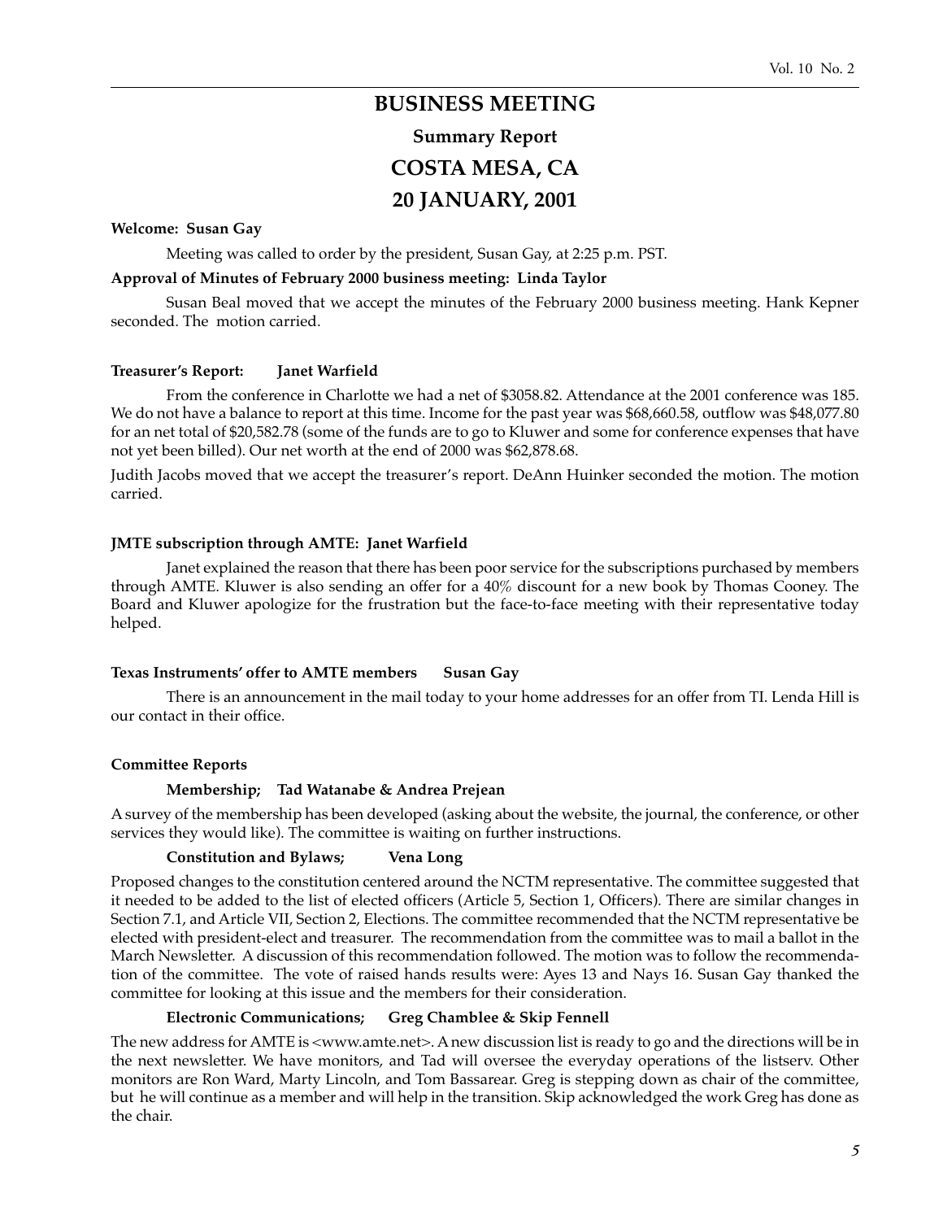# BUSINESS MEETING

## Summary Report

## COSTA MESA, CA

## 20 JANUARY, 2001

**Welcome: Susan Gay**

Meeting was called to order by the president, Susan Gay, at 2:25 p.m. PST.

**Approval of Minutes of February 2000 business meeting: Linda Taylor**

Susan Beal moved that we accept the minutes of the February 2000 business meeting. Hank Kepner seconded. The motion carried.

**Treasurer's Report: Janet Warfield**

From the conference in Charlotte we had a net of $3058.82. Attendance at the 2001 conference was 185. We do not have a balance to report at this time. Income for the past year was $68,660.58, outflow was $48,077.80 for an net total of $20,582.78 (some of the funds are to go to Kluwer and some for conference expenses that have not yet been billed). Our net worth at the end of 2000 was $62,878.68.

Judith Jacobs moved that we accept the treasurer's report. DeAnn Huinker seconded the motion. The motion carried.

**JMTE subscription through AMTE: Janet Warfield**

Janet explained the reason that there has been poor service for the subscriptions purchased by members through AMTE. Kluwer is also sending an offer for a 40% discount for a new book by Thomas Cooney. The Board and Kluwer apologize for the frustration but the face-to-face meeting with their representative today helped.

**Texas Instruments' offer to AMTE members Susan Gay**

There is an announcement in the mail today to your home addresses for an offer from TI. Lenda Hill is our contact in their office.

**Committee Reports**

**Membership; Tad Watanabe & Andrea Prejean**

A survey of the membership has been developed (asking about the website, the journal, the conference, or other services they would like). The committee is waiting on further instructions.

**Constitution and Bylaws; Vena Long**

Proposed changes to the constitution centered around the NCTM representative. The committee suggested that it needed to be added to the list of elected officers (Article 5, Section 1, Officers). There are similar changes in Section 7.1, and Article VII, Section 2, Elections. The committee recommended that the NCTM representative be elected with president-elect and treasurer. The recommendation from the committee was to mail a ballot in the March Newsletter. A discussion of this recommendation followed. The motion was to follow the recommendation of the committee. The vote of raised hands results were: Ayes 13 and Nays 16. Susan Gay thanked the committee for looking at this issue and the members for their consideration.

**Electronic Communications; Greg Chamblee & Skip Fennell**

The new address for AMTE is <www.amte.net>. A new discussion list is ready to go and the directions will be in the next newsletter. We have monitors, and Tad will oversee the everyday operations of the listserv. Other monitors are Ron Ward, Marty Lincoln, and Tom Bassarear. Greg is stepping down as chair of the committee, but he will continue as a member and will help in the transition. Skip acknowledged the work Greg has done as the chair.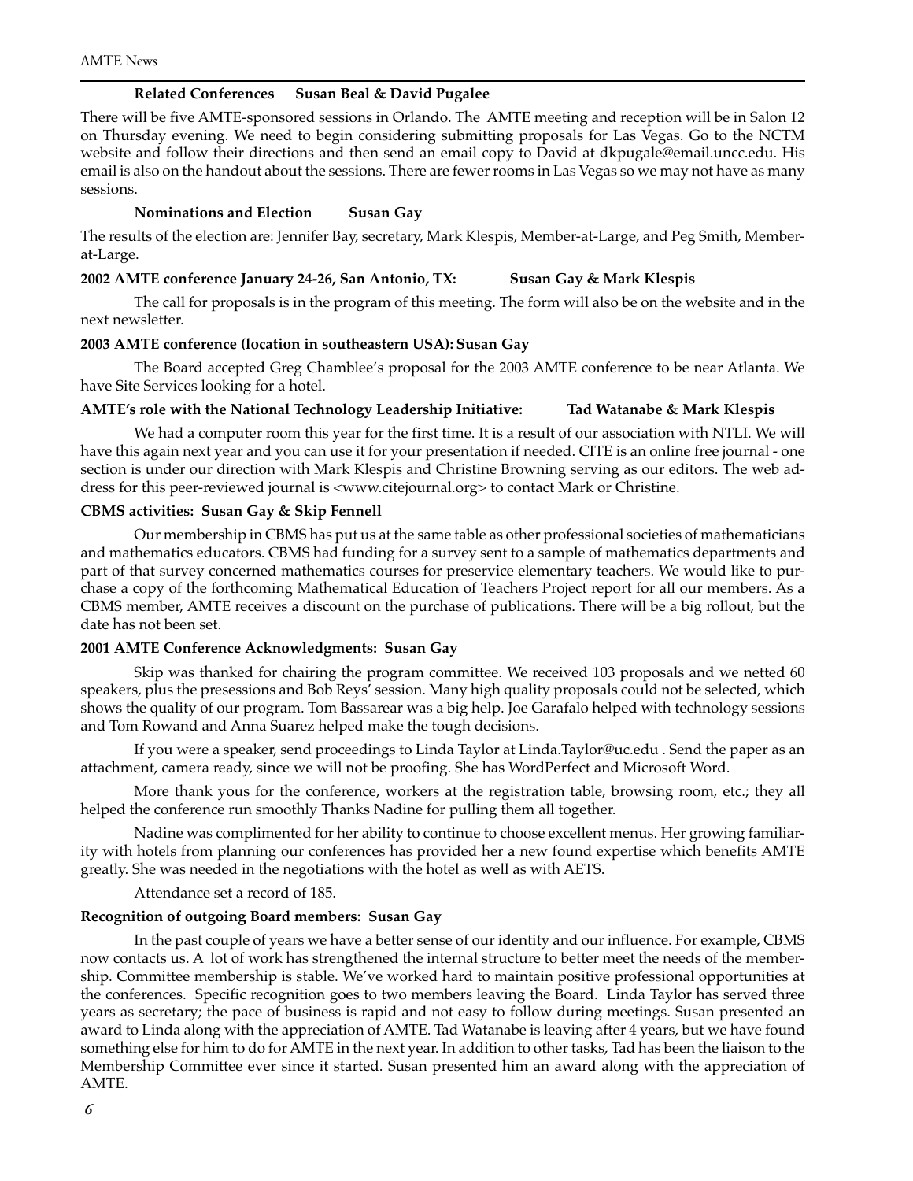### Related Conferences — Susan Beal & David Pugalee

There will be five AMTE-sponsored sessions in Orlando. The AMTE meeting and reception will be in Salon 12 on Thursday evening. We need to begin considering submitting proposals for Las Vegas. Go to the NCTM website and follow their directions and then send an email copy to David at dkpugale@email.uncc.edu. His email is also on the handout about the sessions. There are fewer rooms in Las Vegas so we may not have as many sessions.

### Nominations and Election — Susan Gay

The results of the election are: Jennifer Bay, secretary, Mark Klespis, Member-at-Large, and Peg Smith, Member-at-Large.

### 2002 AMTE conference January 24-26, San Antonio, TX: Susan Gay & Mark Klespis

The call for proposals is in the program of this meeting. The form will also be on the website and in the next newsletter.

### 2003 AMTE conference (location in southeastern USA): Susan Gay

The Board accepted Greg Chamblee's proposal for the 2003 AMTE conference to be near Atlanta. We have Site Services looking for a hotel.

### AMTE's role with the National Technology Leadership Initiative: Tad Watanabe & Mark Klespis

We had a computer room this year for the first time. It is a result of our association with NTLI. We will have this again next year and you can use it for your presentation if needed. CITE is an online free journal - one section is under our direction with Mark Klespis and Christine Browning serving as our editors. The web address for this peer-reviewed journal is <www.citejournal.org> to contact Mark or Christine.

### CBMS activities: Susan Gay & Skip Fennell

Our membership in CBMS has put us at the same table as other professional societies of mathematicians and mathematics educators. CBMS had funding for a survey sent to a sample of mathematics departments and part of that survey concerned mathematics courses for preservice elementary teachers. We would like to purchase a copy of the forthcoming Mathematical Education of Teachers Project report for all our members. As a CBMS member, AMTE receives a discount on the purchase of publications. There will be a big rollout, but the date has not been set.

### 2001 AMTE Conference Acknowledgments: Susan Gay

Skip was thanked for chairing the program committee. We received 103 proposals and we netted 60 speakers, plus the presessions and Bob Reys' session. Many high quality proposals could not be selected, which shows the quality of our program. Tom Bassarear was a big help. Joe Garafalo helped with technology sessions and Tom Rowand and Anna Suarez helped make the tough decisions.

If you were a speaker, send proceedings to Linda Taylor at Linda.Taylor@uc.edu . Send the paper as an attachment, camera ready, since we will not be proofing. She has WordPerfect and Microsoft Word.

More thank yous for the conference, workers at the registration table, browsing room, etc.; they all helped the conference run smoothly Thanks Nadine for pulling them all together.

Nadine was complimented for her ability to continue to choose excellent menus. Her growing familiarity with hotels from planning our conferences has provided her a new found expertise which benefits AMTE greatly. She was needed in the negotiations with the hotel as well as with AETS.

Attendance set a record of 185.

### Recognition of outgoing Board members: Susan Gay

In the past couple of years we have a better sense of our identity and our influence. For example, CBMS now contacts us. A lot of work has strengthened the internal structure to better meet the needs of the membership. Committee membership is stable. We've worked hard to maintain positive professional opportunities at the conferences. Specific recognition goes to two members leaving the Board. Linda Taylor has served three years as secretary; the pace of business is rapid and not easy to follow during meetings. Susan presented an award to Linda along with the appreciation of AMTE. Tad Watanabe is leaving after 4 years, but we have found something else for him to do for AMTE in the next year. In addition to other tasks, Tad has been the liaison to the Membership Committee ever since it started. Susan presented him an award along with the appreciation of AMTE.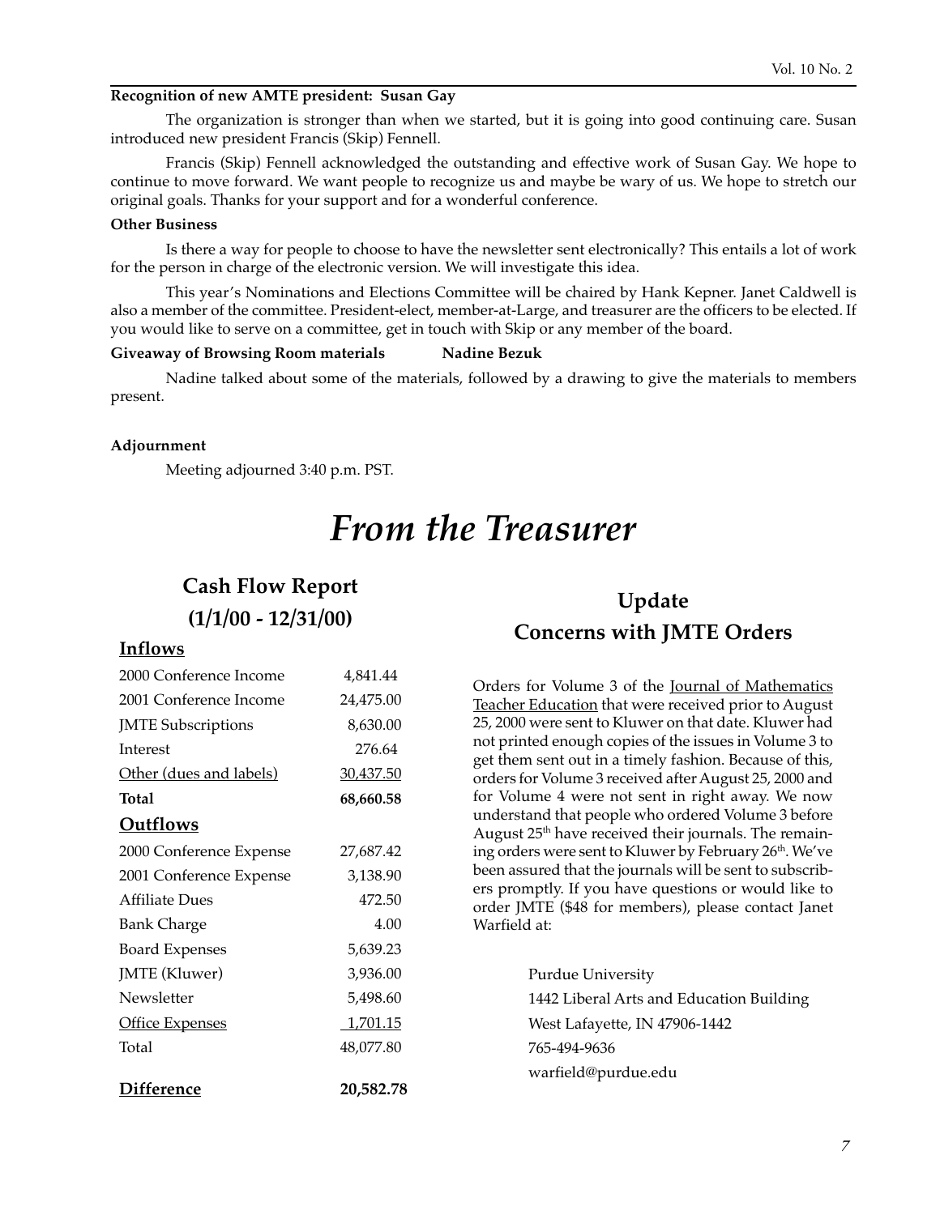**Recognition of new AMTE president: Susan Gay**

The organization is stronger than when we started, but it is going into good continuing care. Susan introduced new president Francis (Skip) Fennell.

Francis (Skip) Fennell acknowledged the outstanding and effective work of Susan Gay. We hope to continue to move forward. We want people to recognize us and maybe be wary of us. We hope to stretch our original goals. Thanks for your support and for a wonderful conference.

**Other Business**

Is there a way for people to choose to have the newsletter sent electronically? This entails a lot of work for the person in charge of the electronic version. We will investigate this idea.

This year's Nominations and Elections Committee will be chaired by Hank Kepner. Janet Caldwell is also a member of the committee. President-elect, member-at-Large, and treasurer are the officers to be elected. If you would like to serve on a committee, get in touch with Skip or any member of the board.

**Giveaway of Browsing Room materials Nadine Bezuk**

Nadine talked about some of the materials, followed by a drawing to give the materials to members present.

**Adjournment**

Meeting adjourned 3:40 p.m. PST.

# *From the Treasurer*

## Cash Flow Report (1/1/00 - 12/31/00)

| **Inflows** | |
|---|---|
| 2000 Conference Income | 4,841.44 |
| 2001 Conference Income | 24,475.00 |
| JMTE Subscriptions | 8,630.00 |
| Interest | 276.64 |
| Other (dues and labels) | 30,437.50 |
| **Total** | **68,660.58** |
| **Outflows** | |
| 2000 Conference Expense | 27,687.42 |
| 2001 Conference Expense | 3,138.90 |
| Affiliate Dues | 472.50 |
| Bank Charge | 4.00 |
| Board Expenses | 5,639.23 |
| JMTE (Kluwer) | 3,936.00 |
| Newsletter | 5,498.60 |
| Office Expenses | 1,701.15 |
| Total | 48,077.80 |
| **Difference** | **20,582.78** |

## Update Concerns with JMTE Orders

Orders for Volume 3 of the Journal of Mathematics Teacher Education that were received prior to August 25, 2000 were sent to Kluwer on that date. Kluwer had not printed enough copies of the issues in Volume 3 to get them sent out in a timely fashion. Because of this, orders for Volume 3 received after August 25, 2000 and for Volume 4 were not sent in right away. We now understand that people who ordered Volume 3 before August 25th have received their journals. The remaining orders were sent to Kluwer by February 26th. We've been assured that the journals will be sent to subscribers promptly. If you have questions or would like to order JMTE ($48 for members), please contact Janet Warfield at:

Purdue University
1442 Liberal Arts and Education Building
West Lafayette, IN 47906-1442
765-494-9636
warfield@purdue.edu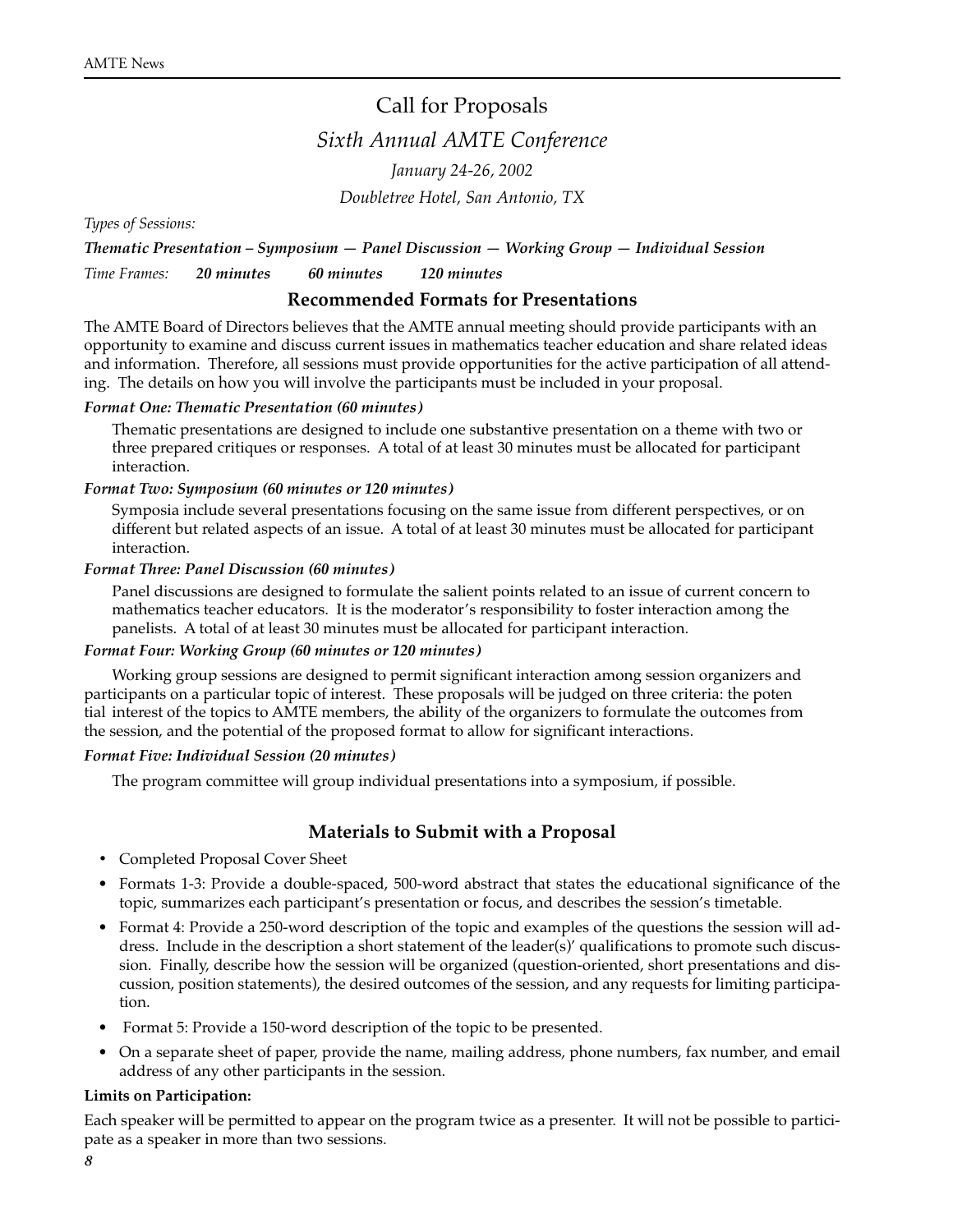# Call for Proposals

## *Sixth Annual AMTE Conference*

*January 24-26, 2002*

*Doubletree Hotel, San Antonio, TX*

*Types of Sessions:*

***Thematic Presentation – Symposium — Panel Discussion — Working Group — Individual Session***

*Time Frames:* ***20 minutes*** ***60 minutes*** ***120 minutes***

## Recommended Formats for Presentations

The AMTE Board of Directors believes that the AMTE annual meeting should provide participants with an opportunity to examine and discuss current issues in mathematics teacher education and share related ideas and information. Therefore, all sessions must provide opportunities for the active participation of all attending. The details on how you will involve the participants must be included in your proposal.

***Format One: Thematic Presentation (60 minutes)***

Thematic presentations are designed to include one substantive presentation on a theme with two or three prepared critiques or responses. A total of at least 30 minutes must be allocated for participant interaction.

***Format Two: Symposium (60 minutes or 120 minutes)***

Symposia include several presentations focusing on the same issue from different perspectives, or on different but related aspects of an issue. A total of at least 30 minutes must be allocated for participant interaction.

***Format Three: Panel Discussion (60 minutes)***

Panel discussions are designed to formulate the salient points related to an issue of current concern to mathematics teacher educators. It is the moderator's responsibility to foster interaction among the panelists. A total of at least 30 minutes must be allocated for participant interaction.

***Format Four: Working Group (60 minutes or 120 minutes)***

Working group sessions are designed to permit significant interaction among session organizers and participants on a particular topic of interest. These proposals will be judged on three criteria: the poten tial interest of the topics to AMTE members, the ability of the organizers to formulate the outcomes from the session, and the potential of the proposed format to allow for significant interactions.

***Format Five: Individual Session (20 minutes)***

The program committee will group individual presentations into a symposium, if possible.

## Materials to Submit with a Proposal

- Completed Proposal Cover Sheet
- Formats 1-3: Provide a double-spaced, 500-word abstract that states the educational significance of the topic, summarizes each participant's presentation or focus, and describes the session's timetable.
- Format 4: Provide a 250-word description of the topic and examples of the questions the session will address. Include in the description a short statement of the leader(s)' qualifications to promote such discussion. Finally, describe how the session will be organized (question-oriented, short presentations and discussion, position statements), the desired outcomes of the session, and any requests for limiting participation.
- Format 5: Provide a 150-word description of the topic to be presented.
- On a separate sheet of paper, provide the name, mailing address, phone numbers, fax number, and email address of any other participants in the session.

**Limits on Participation:**

Each speaker will be permitted to appear on the program twice as a presenter. It will not be possible to participate as a speaker in more than two sessions.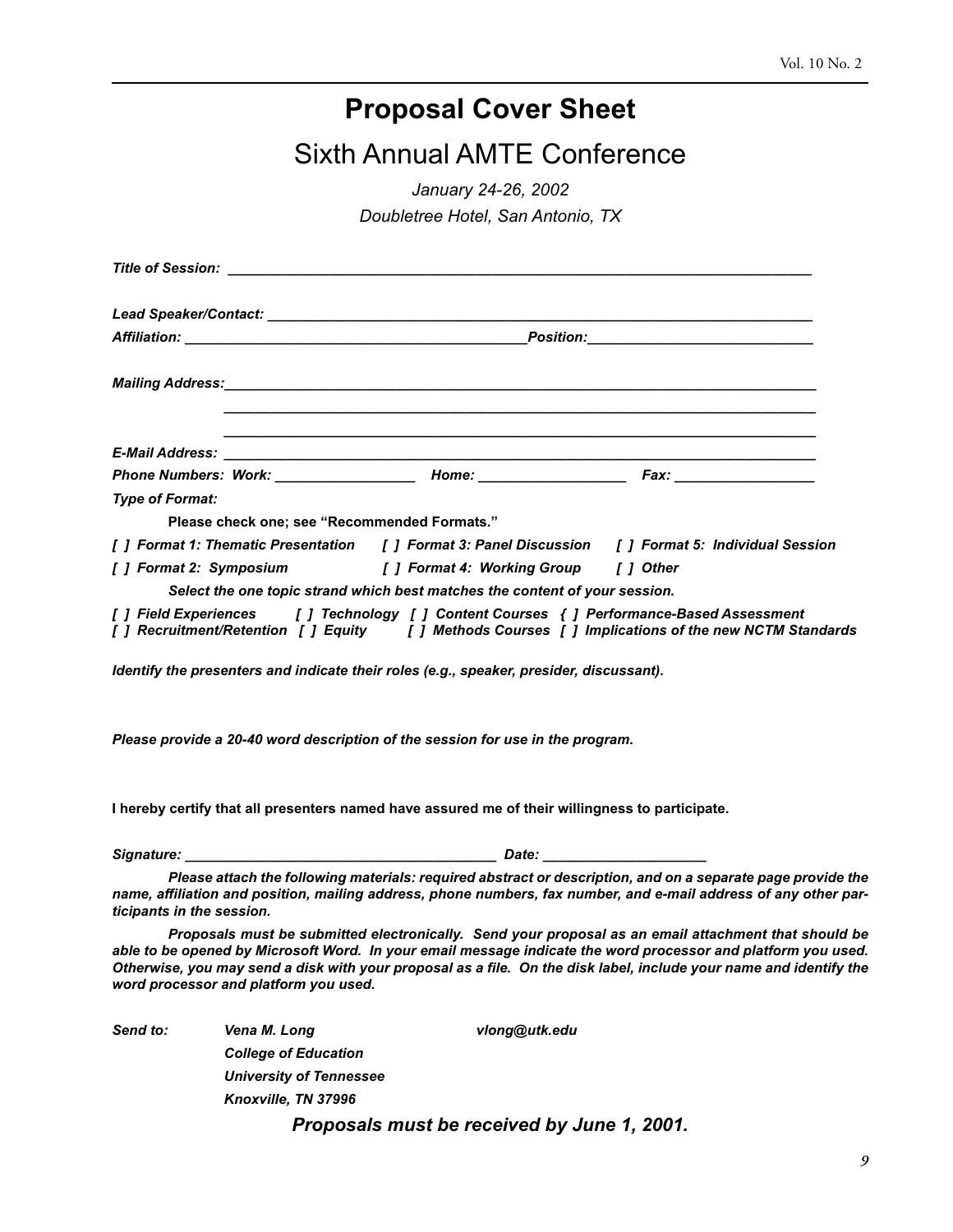# Proposal Cover Sheet

## Sixth Annual AMTE Conference

*January 24-26, 2002*

*Doubletree Hotel, San Antonio, TX*

***Title of Session:*** ___________________________________________________________________________

***Lead Speaker/Contact:*** _______________________________________________________________________

***Affiliation:*** ____________________________________________***Position:***____________________________

***Mailing Address:***______________________________________________________________________________

___________________________________________________________________________

___________________________________________________________________________

***E-Mail Address:*** ___________________________________________________________________________

***Phone Numbers: Work:*** __________________ ***Home:*** ___________________ ***Fax:*** __________________

***Type of Format:***

**Please check one; see "Recommended Formats."**

***[ ] Format 1: Thematic Presentation [ ] Format 3: Panel Discussion [ ] Format 5: Individual Session***

***[ ] Format 2: Symposium [ ] Format 4: Working Group [ ] Other***

***Select the one topic strand which best matches the content of your session.***

***[ ] Field Experiences [ ] Technology [ ] Content Courses { ] Performance-Based Assessment***
***[ ] Recruitment/Retention [ ] Equity [ ] Methods Courses [ ] Implications of the new NCTM Standards***

***Identify the presenters and indicate their roles (e.g., speaker, presider, discussant).***

***Please provide a 20-40 word description of the session for use in the program.***

**I hereby certify that all presenters named have assured me of their willingness to participate.**

***Signature:*** _______________________________________ ***Date:*** ____________________

***Please attach the following materials: required abstract or description, and on a separate page provide the name, affiliation and position, mailing address, phone numbers, fax number, and e-mail address of any other participants in the session.***

***Proposals must be submitted electronically. Send your proposal as an email attachment that should be able to be opened by Microsoft Word. In your email message indicate the word processor and platform you used. Otherwise, you may send a disk with your proposal as a file. On the disk label, include your name and identify the word processor and platform you used.***

***Send to:*** ***Vena M. Long*** ***vlong@utk.edu***
***College of Education***
***University of Tennessee***
***Knoxville, TN 37996***

***Proposals must be received by June 1, 2001.***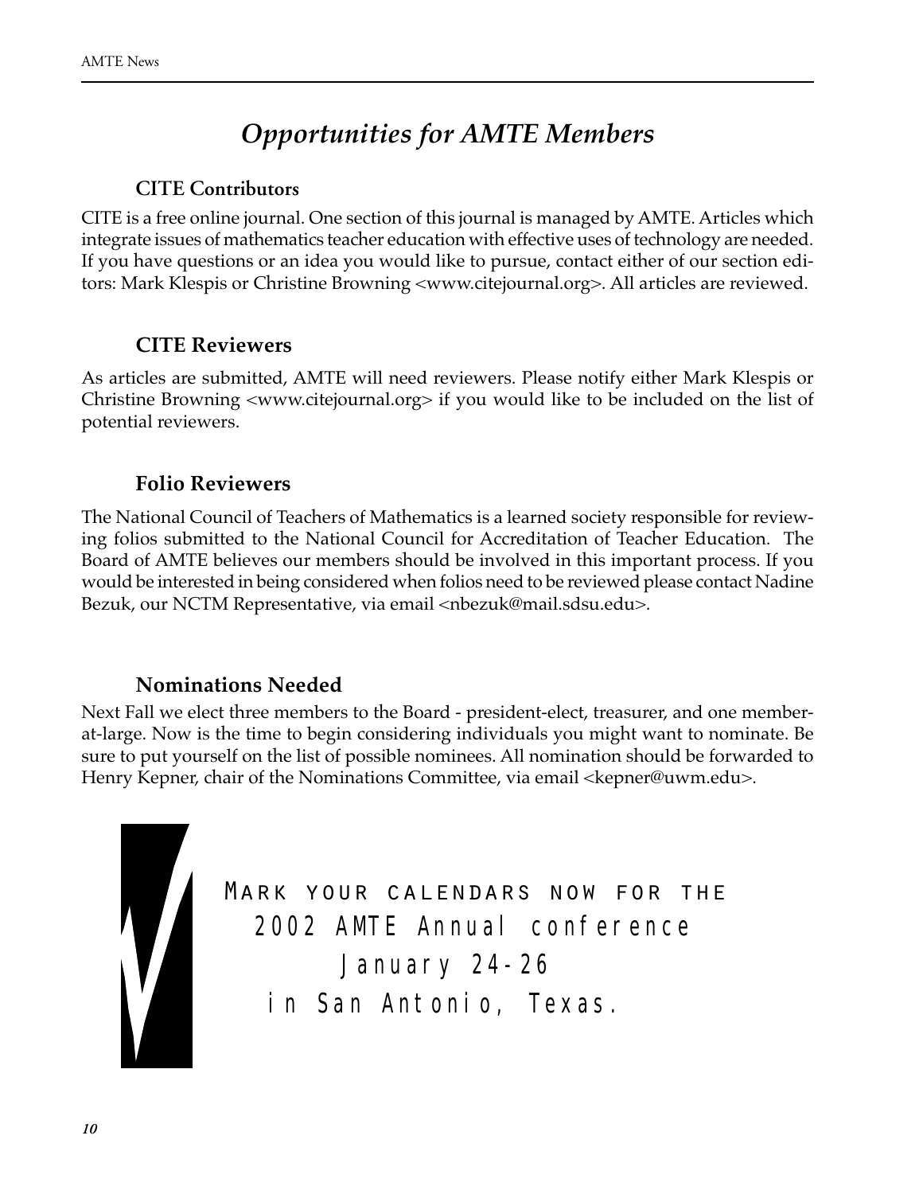# *Opportunities for AMTE Members*

## CITE Contributors

CITE is a free online journal. One section of this journal is managed by AMTE. Articles which integrate issues of mathematics teacher education with effective uses of technology are needed. If you have questions or an idea you would like to pursue, contact either of our section editors: Mark Klespis or Christine Browning <www.citejournal.org>. All articles are reviewed.

## CITE Reviewers

As articles are submitted, AMTE will need reviewers. Please notify either Mark Klespis or Christine Browning <www.citejournal.org> if you would like to be included on the list of potential reviewers.

## Folio Reviewers

The National Council of Teachers of Mathematics is a learned society responsible for reviewing folios submitted to the National Council for Accreditation of Teacher Education. The Board of AMTE believes our members should be involved in this important process. If you would be interested in being considered when folios need to be reviewed please contact Nadine Bezuk, our NCTM Representative, via email <nbezuk@mail.sdsu.edu>.

## Nominations Needed

Next Fall we elect three members to the Board - president-elect, treasurer, and one member-at-large. Now is the time to begin considering individuals you might want to nominate. Be sure to put yourself on the list of possible nominees. All nomination should be forwarded to Henry Kepner, chair of the Nominations Committee, via email <kepner@uwm.edu>.

MARK YOUR CALENDARS NOW FOR THE
2002 AMTE Annual conference
January 24-26
in San Antonio, Texas.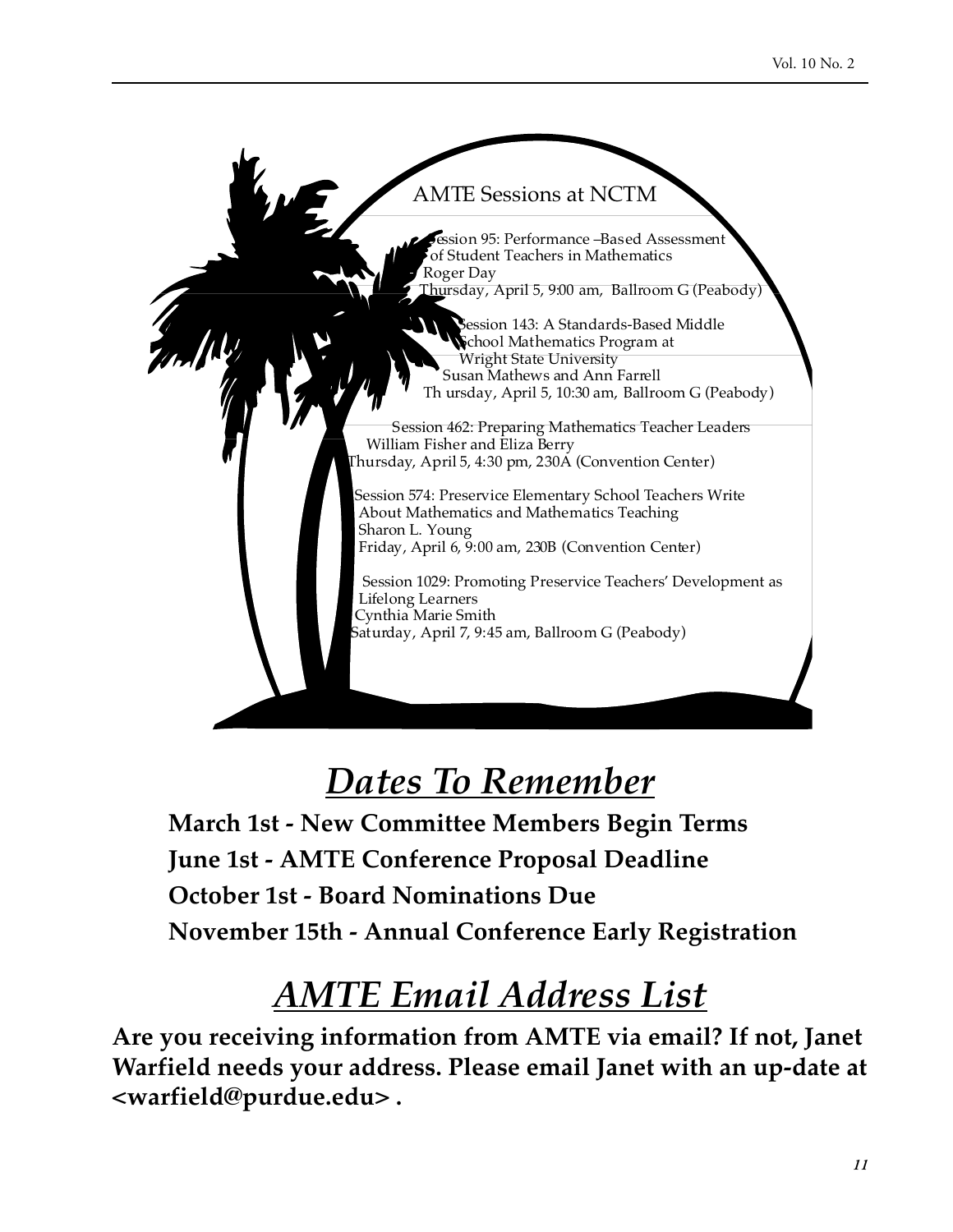## AMTE Sessions at NCTM

Session 95: Performance –Based Assessment of Student Teachers in Mathematics
Roger Day
Thursday, April 5, 9:00 am, Ballroom G (Peabody)

Session 143: A Standards-Based Middle School Mathematics Program at Wright State University
Susan Mathews and Ann Farrell
Thursday, April 5, 10:30 am, Ballroom G (Peabody)

Session 462: Preparing Mathematics Teacher Leaders
William Fisher and Eliza Berry
Thursday, April 5, 4:30 pm, 230A (Convention Center)

Session 574: Preservice Elementary School Teachers Write About Mathematics and Mathematics Teaching
Sharon L. Young
Friday, April 6, 9:00 am, 230B (Convention Center)

Session 1029: Promoting Preservice Teachers' Development as Lifelong Learners
Cynthia Marie Smith
Saturday, April 7, 9:45 am, Ballroom G (Peabody)

# *Dates To Remember*

**March 1st - New Committee Members Begin Terms**

**June 1st - AMTE Conference Proposal Deadline**

**October 1st - Board Nominations Due**

**November 15th - Annual Conference Early Registration**

# *AMTE Email Address List*

**Are you receiving information from AMTE via email? If not, Janet Warfield needs your address. Please email Janet with an up-date at <warfield@purdue.edu> .**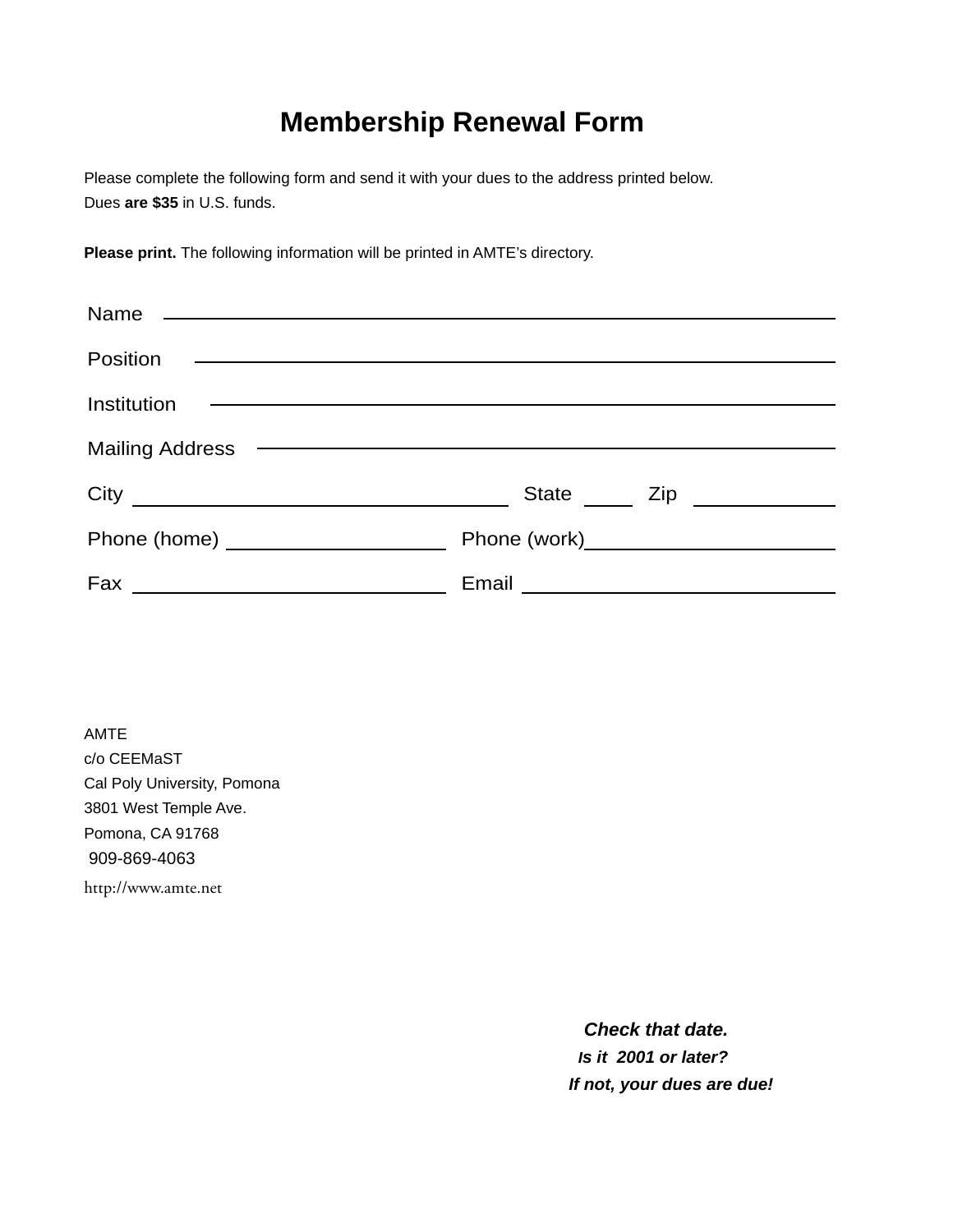# Membership Renewal Form

Please complete the following form and send it with your dues to the address printed below.
Dues **are $35** in U.S. funds.

**Please print.** The following information will be printed in AMTE's directory.

Name ______________________________________________

Position ______________________________________________

Institution ______________________________________________

Mailing Address ______________________________________________

City ____________________ State _____ Zip __________

Phone (home) ____________________ Phone (work) ____________________

Fax ____________________ Email ____________________

AMTE
c/o CEEMaST
Cal Poly University, Pomona
3801 West Temple Ave.
Pomona, CA 91768
909-869-4063
http://www.amte.net

***Check that date.***
***Is it 2001 or later?***
***If not, your dues are due!***